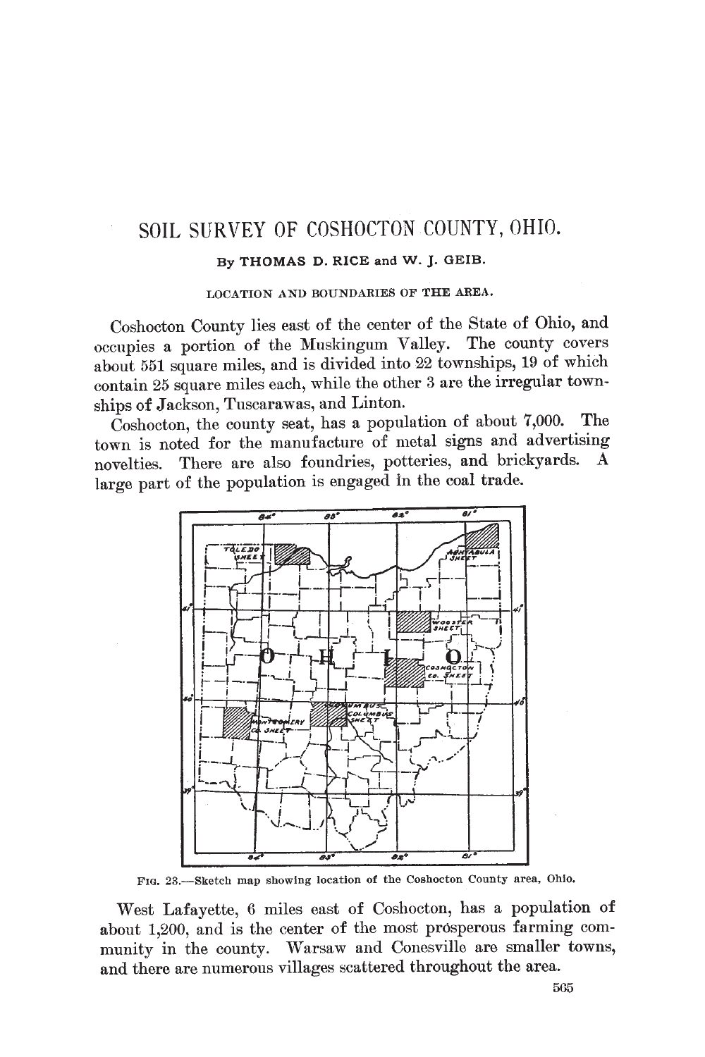# SOIL SURVEY OF COSHOCTON COUNTY, OHIO.

By THOMAS D. RICE and W. J. GEIB.

## LOCATION AND BOUNDARIES OF THE AREA.

Coshocton County lies east of the center of the State of Ohio, and occupies a portion of the Muskingum Valley. The county covers about 551 square miles, and is divided into 22 townships, 19 of which contain 25 square miles each, while the other 3 are the irregular townships of Jackson, Tuscarawas, and Linton.

Coshocton, the county seat, has a population of about 7,000. The town is noted for the manufacture of metal signs and advertising novelties. There are also foundries, potteries, and brickyards. A large part of the population is engaged in the coal trade.

FIG. 23.—Sketch map showing location of the Coshocton County area, Ohio.

West Lafayette, 6 miles east of Coshocton, has a population of about 1,200, and is the center of the most prosperous farming community in the county. Warsaw and Conesville are smaller towns, and there are numerous villages scattered throughout the area.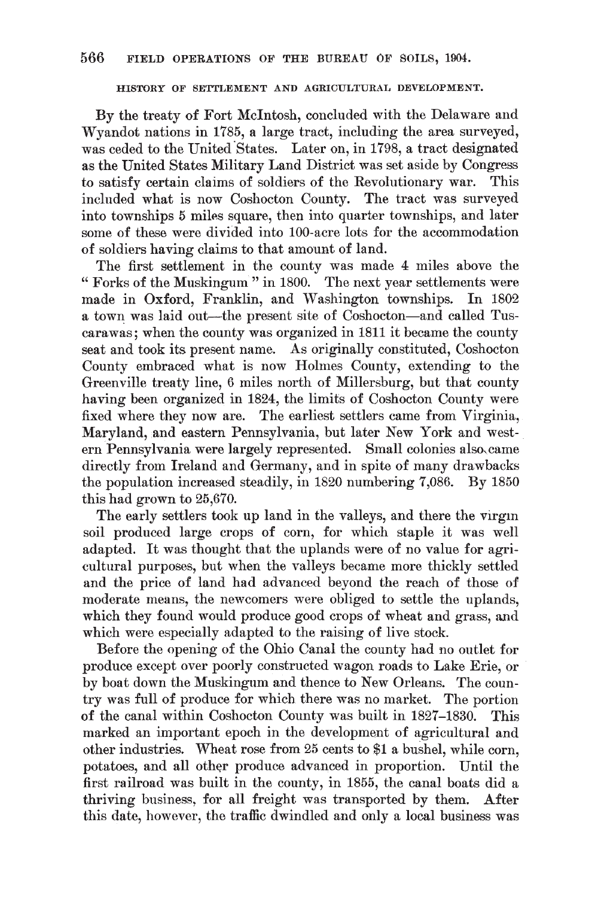## HISTORY OF SETTLEMENT AND AGRICULTURAL DEVELOPMENT.

By the treaty of Fort McIntosh, concluded with the Delaware and Wyandot nations in 1785, a large tract, including the area surveyed, was ceded to the United States. Later on, in 1798, a tract designated as the United States Military Land District was set aside by Congress to satisfy certain claims of soldiers of the Revolutionary war. This included what is now Coshocton County. The tract was surveyed into townships 5 miles square, then into quarter townships, and later some of these were divided into 100-acre lots for the accommodation of soldiers having claims to that amount of land.

The first settlement in the county was made 4 miles above the "Forks of the Muskingum" in 1800. The next year settlements were made in Oxford, Franklin, and Washington townships. In 1802 a town was laid out—the present site of Coshocton—and called Tuscarawas; when the county was organized in 1811 it became the county seat and took its present name. As originally constituted, Coshocton County embraced what is now Holmes County, extending to the Greenville treaty line, 6 miles north of Millersburg, but that county having been organized in 1824, the limits of Coshocton County were fixed where they now are. The earliest settlers came from Virginia, Maryland, and eastern Pennsylvania, but later New York and western Pennsylvania were largely represented. Small colonies also came directly from Ireland and Germany, and in spite of many drawbacks the population increased steadily, in 1820 numbering 7,086. By 1850 this had grown to 25,670.

The early settlers took up land in the valleys, and there the virgin soil produced large crops of corn, for which staple it was well adapted. It was thought that the uplands were of no value for agricultural purposes, but when the valleys became more thickly settled and the price of land had advanced beyond the reach of those of moderate means, the newcomers were obliged to settle the uplands, which they found would produce good crops of wheat and grass, and which were especially adapted to the raising of live stock.

Before the opening of the Ohio Canal the county had no outlet for produce except over poorly constructed wagon roads to Lake Erie, or by boat down the Muskingum and thence to New Orleans. The country was full of produce for which there was no market. The portion of the canal within Coshocton County was built in 1827–1830. This marked an important epoch in the development of agricultural and other industries. Wheat rose from 25 cents to $1 a bushel, while corn, potatoes, and all other produce advanced in proportion. Until the first railroad was built in the county, in 1855, the canal boats did a thriving business, for all freight was transported by them. After this date, however, the traffic dwindled and only a local business was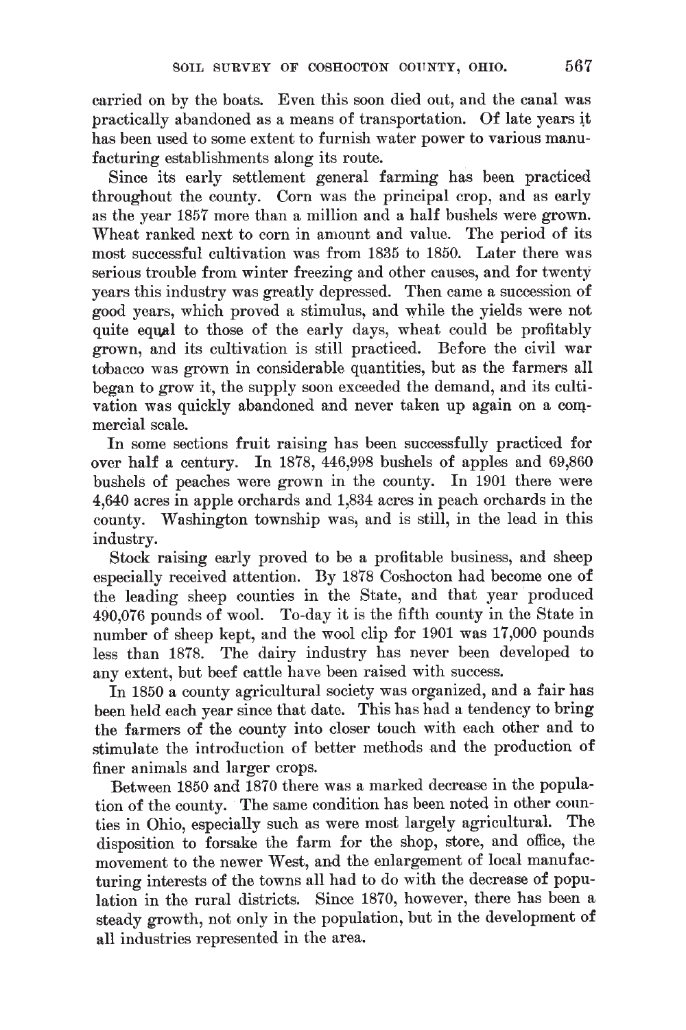carried on by the boats. Even this soon died out, and the canal was practically abandoned as a means of transportation. Of late years it has been used to some extent to furnish water power to various manufacturing establishments along its route.

Since its early settlement general farming has been practiced throughout the county. Corn was the principal crop, and as early as the year 1857 more than a million and a half bushels were grown. Wheat ranked next to corn in amount and value. The period of its most successful cultivation was from 1835 to 1850. Later there was serious trouble from winter freezing and other causes, and for twenty years this industry was greatly depressed. Then came a succession of good years, which proved a stimulus, and while the yields were not quite equal to those of the early days, wheat could be profitably grown, and its cultivation is still practiced. Before the civil war tobacco was grown in considerable quantities, but as the farmers all began to grow it, the supply soon exceeded the demand, and its cultivation was quickly abandoned and never taken up again on a commercial scale.

In some sections fruit raising has been successfully practiced for over half a century. In 1878, 446,998 bushels of apples and 69,860 bushels of peaches were grown in the county. In 1901 there were 4,640 acres in apple orchards and 1,834 acres in peach orchards in the county. Washington township was, and is still, in the lead in this industry.

Stock raising early proved to be a profitable business, and sheep especially received attention. By 1878 Coshocton had become one of the leading sheep counties in the State, and that year produced 490,076 pounds of wool. To-day it is the fifth county in the State in number of sheep kept, and the wool clip for 1901 was 17,000 pounds less than 1878. The dairy industry has never been developed to any extent, but beef cattle have been raised with success.

In 1850 a county agricultural society was organized, and a fair has been held each year since that date. This has had a tendency to bring the farmers of the county into closer touch with each other and to stimulate the introduction of better methods and the production of finer animals and larger crops.

Between 1850 and 1870 there was a marked decrease in the population of the county. The same condition has been noted in other counties in Ohio, especially such as were most largely agricultural. The disposition to forsake the farm for the shop, store, and office, the movement to the newer West, and the enlargement of local manufacturing interests of the towns all had to do with the decrease of population in the rural districts. Since 1870, however, there has been a steady growth, not only in the population, but in the development of all industries represented in the area.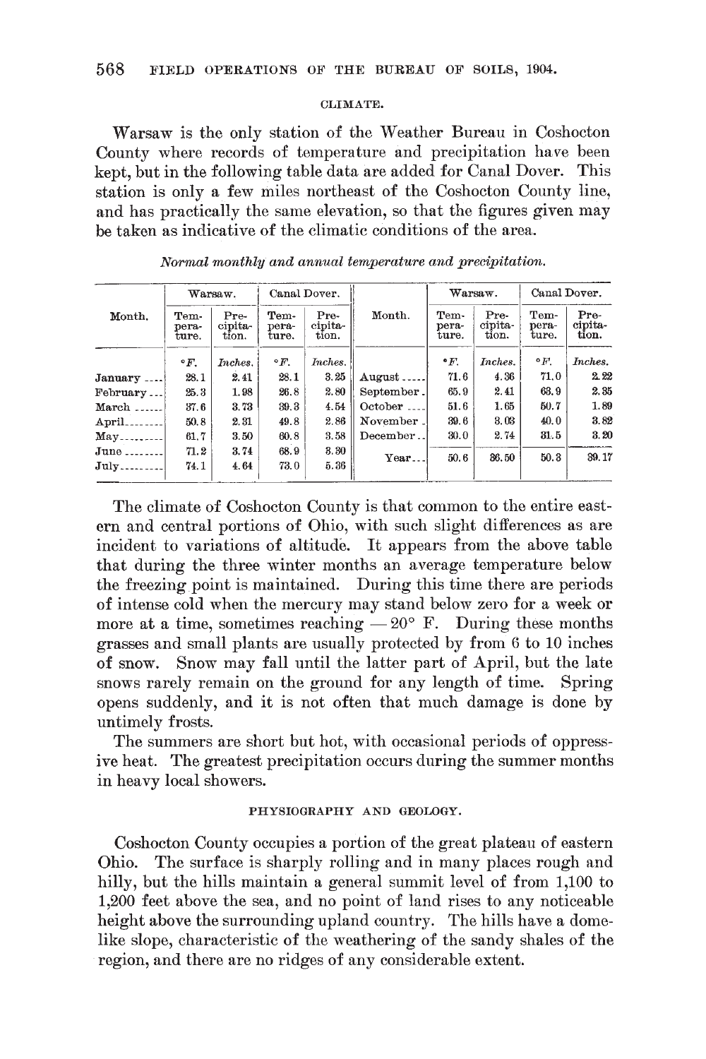## CLIMATE.

Warsaw is the only station of the Weather Bureau in Coshocton County where records of temperature and precipitation have been kept, but in the following table data are added for Canal Dover. This station is only a few miles northeast of the Coshocton County line, and has practically the same elevation, so that the figures given may be taken as indicative of the climatic conditions of the area.

*Normal monthly and annual temperature and precipitation.*

| Month. | Warsaw. | | Canal Dover. | | Month. | Warsaw. | | Canal Dover. | |
|---|---|---|---|---|---|---|---|---|---|
| | Temperature. | Precipitation. | Temperature. | Precipitation. | | Temperature. | Precipitation. | Temperature. | Precipitation. |
| | °F. | Inches. | °F. | Inches. | | °F. | Inches. | °F. | Inches. |
| January | 28.1 | 2.41 | 28.1 | 3.25 | August | 71.6 | 4.36 | 71.0 | 2.22 |
| February | 25.3 | 1.98 | 26.8 | 2.80 | September | 65.9 | 2.41 | 63.9 | 2.35 |
| March | 37.6 | 3.73 | 39.3 | 4.54 | October | 51.6 | 1.65 | 50.7 | 1.89 |
| April | 50.8 | 2.31 | 49.8 | 2.86 | November | 39.6 | 3.03 | 40.0 | 3.82 |
| May | 61.7 | 3.50 | 60.8 | 3.58 | December | 30.0 | 2.74 | 31.5 | 3.20 |
| June | 71.2 | 3.74 | 68.9 | 3.30 | Year | 50.6 | 36.50 | 50.3 | 39.17 |
| July | 74.1 | 4.64 | 73.0 | 5.36 | | | | | |

The climate of Coshocton County is that common to the entire eastern and central portions of Ohio, with such slight differences as are incident to variations of altitude. It appears from the above table that during the three winter months an average temperature below the freezing point is maintained. During this time there are periods of intense cold when the mercury may stand below zero for a week or more at a time, sometimes reaching −20° F. During these months grasses and small plants are usually protected by from 6 to 10 inches of snow. Snow may fall until the latter part of April, but the late snows rarely remain on the ground for any length of time. Spring opens suddenly, and it is not often that much damage is done by untimely frosts.

The summers are short but hot, with occasional periods of oppressive heat. The greatest precipitation occurs during the summer months in heavy local showers.

## PHYSIOGRAPHY AND GEOLOGY.

Coshocton County occupies a portion of the great plateau of eastern Ohio. The surface is sharply rolling and in many places rough and hilly, but the hills maintain a general summit level of from 1,100 to 1,200 feet above the sea, and no point of land rises to any noticeable height above the surrounding upland country. The hills have a dome-like slope, characteristic of the weathering of the sandy shales of the region, and there are no ridges of any considerable extent.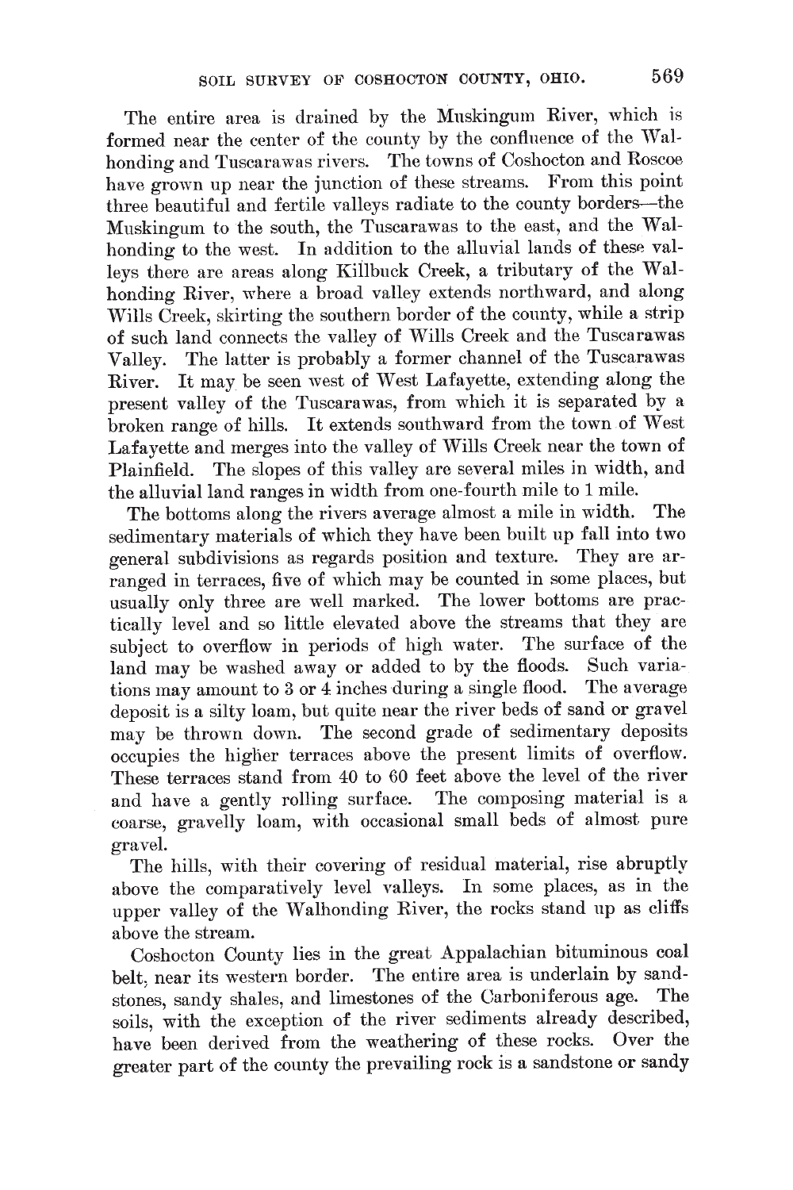The entire area is drained by the Muskingum River, which is formed near the center of the county by the confluence of the Walhonding and Tuscarawas rivers. The towns of Coshocton and Roscoe have grown up near the junction of these streams. From this point three beautiful and fertile valleys radiate to the county borders—the Muskingum to the south, the Tuscarawas to the east, and the Walhonding to the west. In addition to the alluvial lands of these valleys there are areas along Killbuck Creek, a tributary of the Walhonding River, where a broad valley extends northward, and along Wills Creek, skirting the southern border of the county, while a strip of such land connects the valley of Wills Creek and the Tuscarawas Valley. The latter is probably a former channel of the Tuscarawas River. It may be seen west of West Lafayette, extending along the present valley of the Tuscarawas, from which it is separated by a broken range of hills. It extends southward from the town of West Lafayette and merges into the valley of Wills Creek near the town of Plainfield. The slopes of this valley are several miles in width, and the alluvial land ranges in width from one-fourth mile to 1 mile.

The bottoms along the rivers average almost a mile in width. The sedimentary materials of which they have been built up fall into two general subdivisions as regards position and texture. They are arranged in terraces, five of which may be counted in some places, but usually only three are well marked. The lower bottoms are practically level and so little elevated above the streams that they are subject to overflow in periods of high water. The surface of the land may be washed away or added to by the floods. Such variations may amount to 3 or 4 inches during a single flood. The average deposit is a silty loam, but quite near the river beds of sand or gravel may be thrown down. The second grade of sedimentary deposits occupies the higher terraces above the present limits of overflow. These terraces stand from 40 to 60 feet above the level of the river and have a gently rolling surface. The composing material is a coarse, gravelly loam, with occasional small beds of almost pure gravel.

The hills, with their covering of residual material, rise abruptly above the comparatively level valleys. In some places, as in the upper valley of the Walhonding River, the rocks stand up as cliffs above the stream.

Coshocton County lies in the great Appalachian bituminous coal belt, near its western border. The entire area is underlain by sandstones, sandy shales, and limestones of the Carboniferous age. The soils, with the exception of the river sediments already described, have been derived from the weathering of these rocks. Over the greater part of the county the prevailing rock is a sandstone or sandy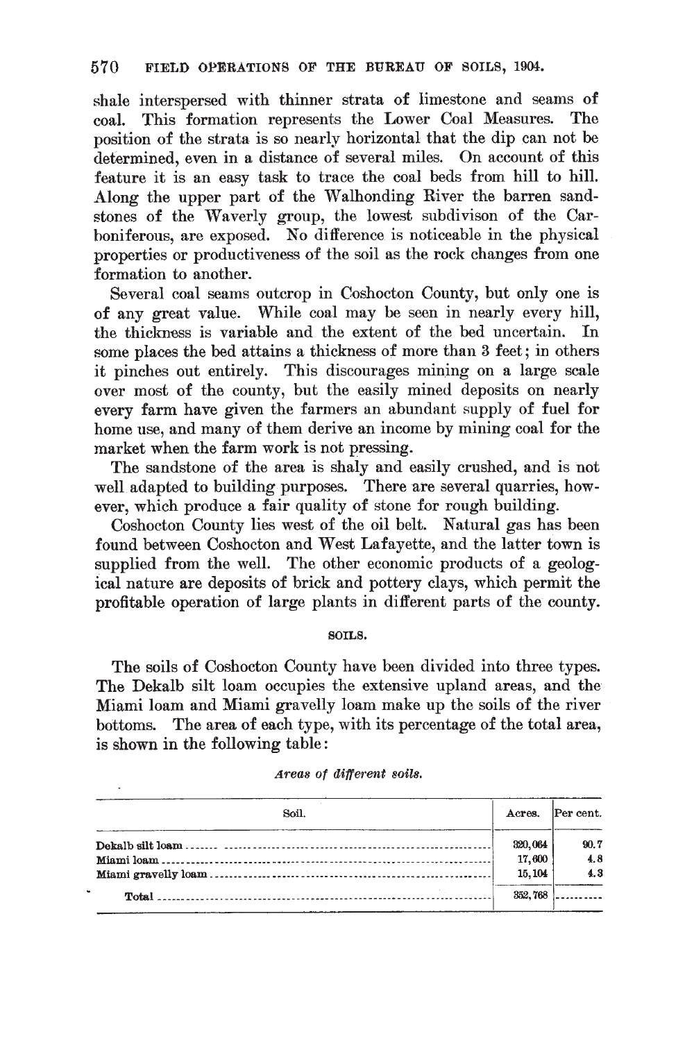shale interspersed with thinner strata of limestone and seams of coal. This formation represents the Lower Coal Measures. The position of the strata is so nearly horizontal that the dip can not be determined, even in a distance of several miles. On account of this feature it is an easy task to trace the coal beds from hill to hill. Along the upper part of the Walhonding River the barren sandstones of the Waverly group, the lowest subdivison of the Carboniferous, are exposed. No difference is noticeable in the physical properties or productiveness of the soil as the rock changes from one formation to another.

Several coal seams outcrop in Coshocton County, but only one is of any great value. While coal may be seen in nearly every hill, the thickness is variable and the extent of the bed uncertain. In some places the bed attains a thickness of more than 3 feet; in others it pinches out entirely. This discourages mining on a large scale over most of the county, but the easily mined deposits on nearly every farm have given the farmers an abundant supply of fuel for home use, and many of them derive an income by mining coal for the market when the farm work is not pressing.

The sandstone of the area is shaly and easily crushed, and is not well adapted to building purposes. There are several quarries, however, which produce a fair quality of stone for rough building.

Coshocton County lies west of the oil belt. Natural gas has been found between Coshocton and West Lafayette, and the latter town is supplied from the well. The other economic products of a geological nature are deposits of brick and pottery clays, which permit the profitable operation of large plants in different parts of the county.

## SOILS.

The soils of Coshocton County have been divided into three types. The Dekalb silt loam occupies the extensive upland areas, and the Miami loam and Miami gravelly loam make up the soils of the river bottoms. The area of each type, with its percentage of the total area, is shown in the following table:

*Areas of different soils.*

| Soil. | Acres. | Per cent. |
|---|---|---|
| Dekalb silt loam | 320,064 | 90.7 |
| Miami loam | 17,600 | 4.8 |
| Miami gravelly loam | 15,104 | 4.3 |
| Total | 352,768 | |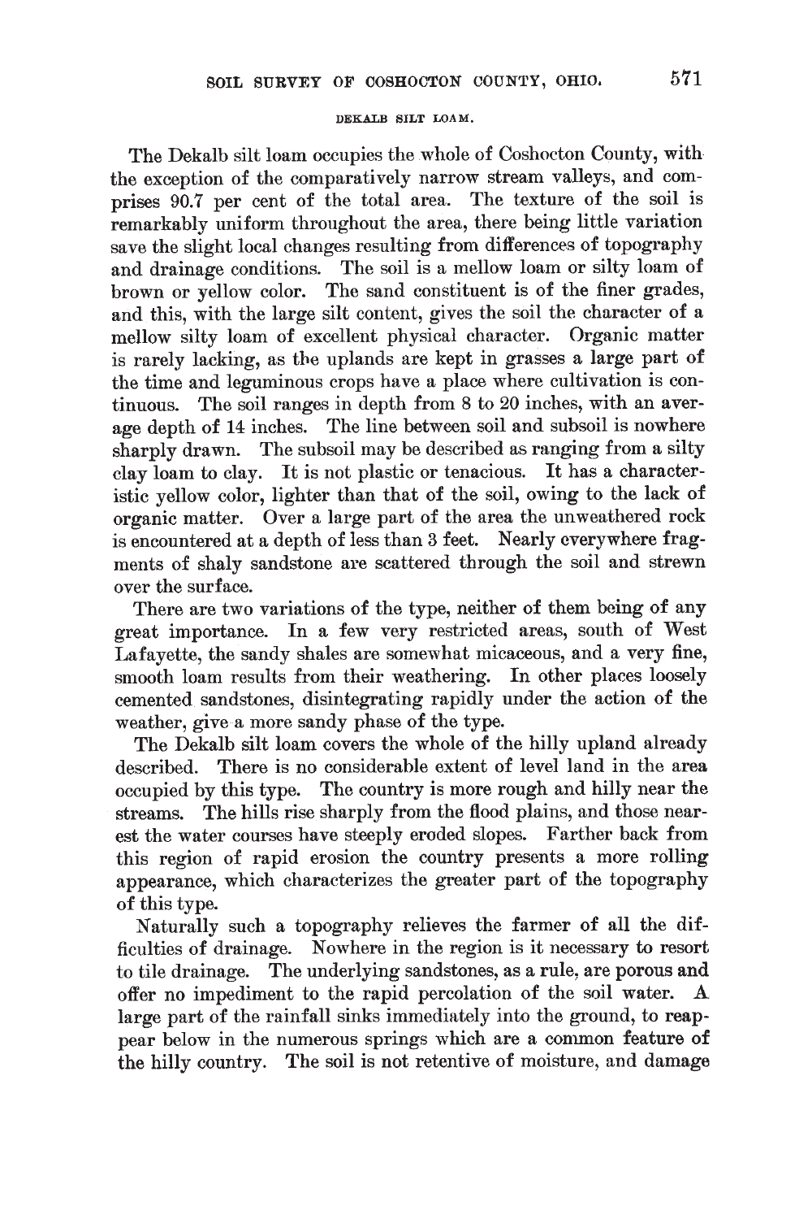### DEKALB SILT LOAM.

The Dekalb silt loam occupies the whole of Coshocton County, with the exception of the comparatively narrow stream valleys, and comprises 90.7 per cent of the total area. The texture of the soil is remarkably uniform throughout the area, there being little variation save the slight local changes resulting from differences of topography and drainage conditions. The soil is a mellow loam or silty loam of brown or yellow color. The sand constituent is of the finer grades, and this, with the large silt content, gives the soil the character of a mellow silty loam of excellent physical character. Organic matter is rarely lacking, as the uplands are kept in grasses a large part of the time and leguminous crops have a place where cultivation is continuous. The soil ranges in depth from 8 to 20 inches, with an average depth of 14 inches. The line between soil and subsoil is nowhere sharply drawn. The subsoil may be described as ranging from a silty clay loam to clay. It is not plastic or tenacious. It has a characteristic yellow color, lighter than that of the soil, owing to the lack of organic matter. Over a large part of the area the unweathered rock is encountered at a depth of less than 3 feet. Nearly everywhere fragments of shaly sandstone are scattered through the soil and strewn over the surface.

There are two variations of the type, neither of them being of any great importance. In a few very restricted areas, south of West Lafayette, the sandy shales are somewhat micaceous, and a very fine, smooth loam results from their weathering. In other places loosely cemented sandstones, disintegrating rapidly under the action of the weather, give a more sandy phase of the type.

The Dekalb silt loam covers the whole of the hilly upland already described. There is no considerable extent of level land in the area occupied by this type. The country is more rough and hilly near the streams. The hills rise sharply from the flood plains, and those nearest the water courses have steeply eroded slopes. Farther back from this region of rapid erosion the country presents a more rolling appearance, which characterizes the greater part of the topography of this type.

Naturally such a topography relieves the farmer of all the difficulties of drainage. Nowhere in the region is it necessary to resort to tile drainage. The underlying sandstones, as a rule, are porous and offer no impediment to the rapid percolation of the soil water. A large part of the rainfall sinks immediately into the ground, to reappear below in the numerous springs which are a common feature of the hilly country. The soil is not retentive of moisture, and damage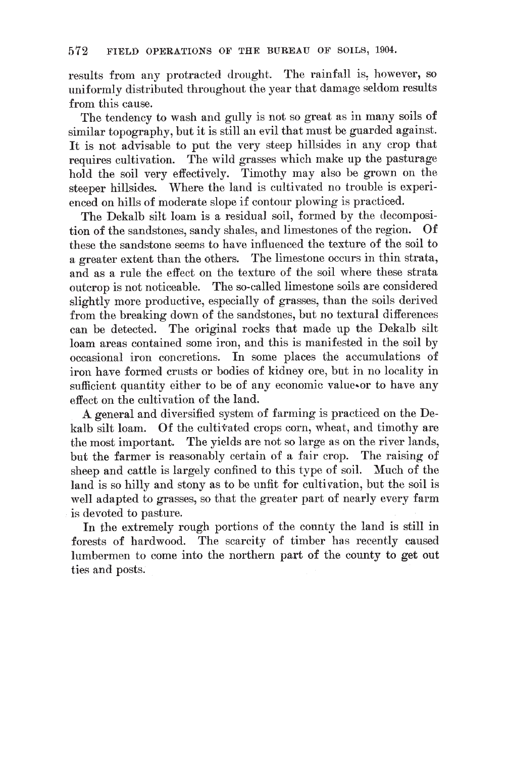results from any protracted drought. The rainfall is, however, so uniformly distributed throughout the year that damage seldom results from this cause.

The tendency to wash and gully is not so great as in many soils of similar topography, but it is still an evil that must be guarded against. It is not advisable to put the very steep hillsides in any crop that requires cultivation. The wild grasses which make up the pasturage hold the soil very effectively. Timothy may also be grown on the steeper hillsides. Where the land is cultivated no trouble is experienced on hills of moderate slope if contour plowing is practiced.

The Dekalb silt loam is a residual soil, formed by the decomposition of the sandstones, sandy shales, and limestones of the region. Of these the sandstone seems to have influenced the texture of the soil to a greater extent than the others. The limestone occurs in thin strata, and as a rule the effect on the texture of the soil where these strata outcrop is not noticeable. The so-called limestone soils are considered slightly more productive, especially of grasses, than the soils derived from the breaking down of the sandstones, but no textural differences can be detected. The original rocks that made up the Dekalb silt loam areas contained some iron, and this is manifested in the soil by occasional iron concretions. In some places the accumulations of iron have formed crusts or bodies of kidney ore, but in no locality in sufficient quantity either to be of any economic value or to have any effect on the cultivation of the land.

A general and diversified system of farming is practiced on the Dekalb silt loam. Of the cultivated crops corn, wheat, and timothy are the most important. The yields are not so large as on the river lands, but the farmer is reasonably certain of a fair crop. The raising of sheep and cattle is largely confined to this type of soil. Much of the land is so hilly and stony as to be unfit for cultivation, but the soil is well adapted to grasses, so that the greater part of nearly every farm is devoted to pasture.

In the extremely rough portions of the county the land is still in forests of hardwood. The scarcity of timber has recently caused lumbermen to come into the northern part of the county to get out ties and posts.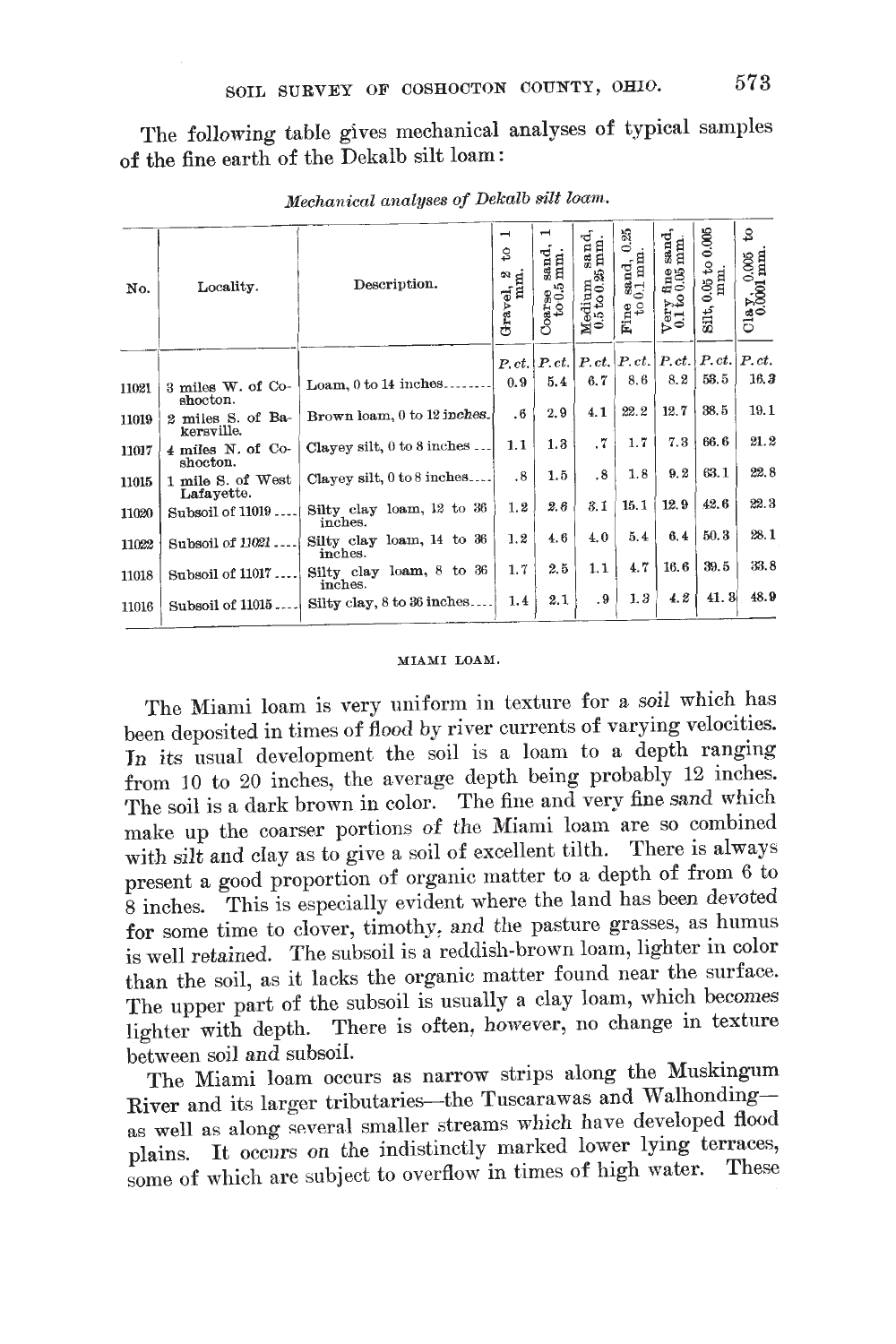The following table gives mechanical analyses of typical samples of the fine earth of the Dekalb silt loam:

*Mechanical analyses of Dekalb silt loam.*

| No. | Locality. | Description. | Gravel, 2 to 1 mm. | Coarse sand, 1 to 0.5 mm. | Medium sand, 0.5 to 0.25 mm. | Fine sand, 0.25 to 0.1 mm. | Very fine sand, 0.1 to 0.05 mm. | Silt, 0.05 to 0.005 mm. | Clay, 0.005 to 0.0001 mm. |
|---|---|---|---|---|---|---|---|---|---|
| | | | P. ct. | P. ct. | P. ct. | P. ct. | P. ct. | P. ct. | P. ct. |
| 11021 | 3 miles W. of Coshocton. | Loam, 0 to 14 inches | 0.9 | 5.4 | 6.7 | 8.6 | 8.2 | 53.5 | 16.3 |
| 11019 | 2 miles S. of Bakersville. | Brown loam, 0 to 12 inches | .6 | 2.9 | 4.1 | 22.2 | 12.7 | 38.5 | 19.1 |
| 11017 | 4 miles N. of Coshocton. | Clayey silt, 0 to 8 inches | 1.1 | 1.3 | .7 | 1.7 | 7.3 | 66.6 | 21.2 |
| 11015 | 1 mile S. of West Lafayette. | Clayey silt, 0 to 8 inches | .8 | 1.5 | .8 | 1.8 | 9.2 | 63.1 | 22.8 |
| 11020 | Subsoil of 11019 | Silty clay loam, 12 to 36 inches. | 1.2 | 2.6 | 3.1 | 15.1 | 12.9 | 42.6 | 22.3 |
| 11022 | Subsoil of 11021 | Silty clay loam, 14 to 36 inches. | 1.2 | 4.6 | 4.0 | 5.4 | 6.4 | 50.3 | 28.1 |
| 11018 | Subsoil of 11017 | Silty clay loam, 8 to 36 inches. | 1.7 | 2.5 | 1.1 | 4.7 | 16.6 | 39.5 | 33.8 |
| 11016 | Subsoil of 11015 | Silty clay, 8 to 36 inches | 1.4 | 2.1 | .9 | 1.3 | 4.2 | 41.3 | 48.9 |

## MIAMI LOAM.

The Miami loam is very uniform in texture for a soil which has been deposited in times of flood by river currents of varying velocities. In its usual development the soil is a loam to a depth ranging from 10 to 20 inches, the average depth being probably 12 inches. The soil is a dark brown in color. The fine and very fine sand which make up the coarser portions of the Miami loam are so combined with silt and clay as to give a soil of excellent tilth. There is always present a good proportion of organic matter to a depth of from 6 to 8 inches. This is especially evident where the land has been devoted for some time to clover, timothy, and the pasture grasses, as humus is well retained. The subsoil is a reddish-brown loam, lighter in color than the soil, as it lacks the organic matter found near the surface. The upper part of the subsoil is usually a clay loam, which becomes lighter with depth. There is often, however, no change in texture between soil and subsoil.

The Miami loam occurs as narrow strips along the Muskingum River and its larger tributaries—the Tuscarawas and Walhonding—as well as along several smaller streams which have developed flood plains. It occurs on the indistinctly marked lower lying terraces, some of which are subject to overflow in times of high water. These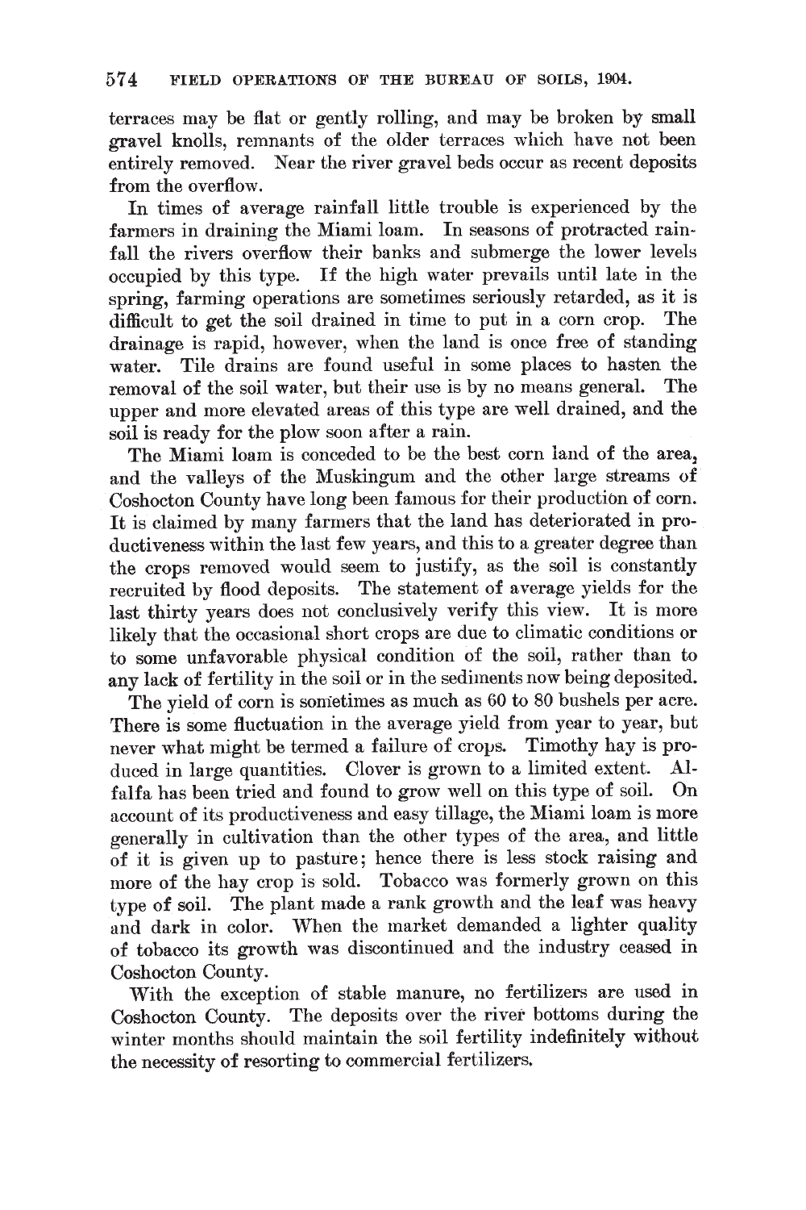terraces may be flat or gently rolling, and may be broken by small gravel knolls, remnants of the older terraces which have not been entirely removed. Near the river gravel beds occur as recent deposits from the overflow.

In times of average rainfall little trouble is experienced by the farmers in draining the Miami loam. In seasons of protracted rainfall the rivers overflow their banks and submerge the lower levels occupied by this type. If the high water prevails until late in the spring, farming operations are sometimes seriously retarded, as it is difficult to get the soil drained in time to put in a corn crop. The drainage is rapid, however, when the land is once free of standing water. Tile drains are found useful in some places to hasten the removal of the soil water, but their use is by no means general. The upper and more elevated areas of this type are well drained, and the soil is ready for the plow soon after a rain.

The Miami loam is conceded to be the best corn land of the area, and the valleys of the Muskingum and the other large streams of Coshocton County have long been famous for their production of corn. It is claimed by many farmers that the land has deteriorated in productiveness within the last few years, and this to a greater degree than the crops removed would seem to justify, as the soil is constantly recruited by flood deposits. The statement of average yields for the last thirty years does not conclusively verify this view. It is more likely that the occasional short crops are due to climatic conditions or to some unfavorable physical condition of the soil, rather than to any lack of fertility in the soil or in the sediments now being deposited.

The yield of corn is sometimes as much as 60 to 80 bushels per acre. There is some fluctuation in the average yield from year to year, but never what might be termed a failure of crops. Timothy hay is produced in large quantities. Clover is grown to a limited extent. Alfalfa has been tried and found to grow well on this type of soil. On account of its productiveness and easy tillage, the Miami loam is more generally in cultivation than the other types of the area, and little of it is given up to pasture; hence there is less stock raising and more of the hay crop is sold. Tobacco was formerly grown on this type of soil. The plant made a rank growth and the leaf was heavy and dark in color. When the market demanded a lighter quality of tobacco its growth was discontinued and the industry ceased in Coshocton County.

With the exception of stable manure, no fertilizers are used in Coshocton County. The deposits over the river bottoms during the winter months should maintain the soil fertility indefinitely without the necessity of resorting to commercial fertilizers.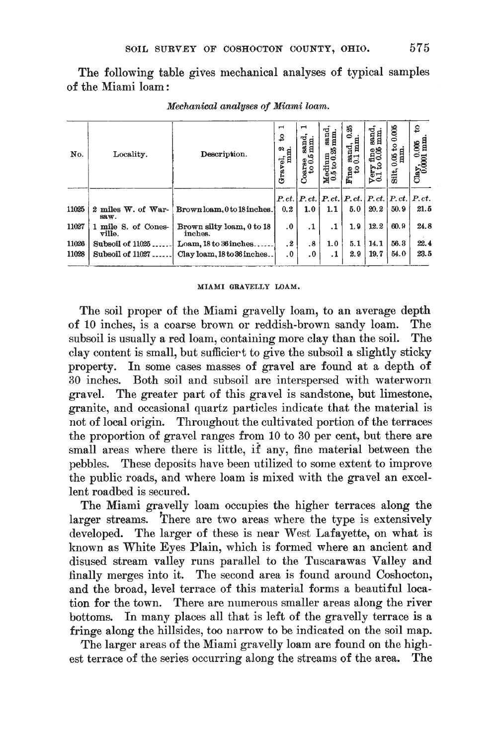The following table gives mechanical analyses of typical samples of the Miami loam:

*Mechanical analyses of Miami loam.*

| No. | Locality. | Description. | Gravel, 2 to 1 mm. | Coarse sand, 1 to 0.5 mm. | Medium sand, 0.5 to 0.25 mm. | Fine sand, 0.25 to 0.1 mm. | Very fine sand, 0.1 to 0.05 mm. | Silt, 0.05 to 0.005 mm. | Clay, 0.005 to 0.0001 mm. |
|---|---|---|---|---|---|---|---|---|---|
| | | | P. ct. | P. ct. | P. ct. | P. ct. | P. ct. | P. ct. | P. ct. |
| 11025 | 2 miles W. of Warsaw. | Brown loam, 0 to 18 inches. | 0.2 | 1.0 | 1.1 | 5.0 | 20.2 | 50.9 | 21.5 |
| 11027 | 1 mile S. of Conesville. | Brown silty loam, 0 to 18 inches. | .0 | .1 | .1 | 1.9 | 12.2 | 60.9 | 24.8 |
| 11026 | Subsoil of 11025 | Loam, 18 to 36 inches | .2 | .8 | 1.0 | 5.1 | 14.1 | 56.3 | 22.4 |
| 11028 | Subsoil of 11027 | Clay loam, 18 to 36 inches | .0 | .0 | .1 | 2.9 | 19.7 | 54.0 | 23.5 |

## MIAMI GRAVELLY LOAM.

The soil proper of the Miami gravelly loam, to an average depth of 10 inches, is a coarse brown or reddish-brown sandy loam. The subsoil is usually a red loam, containing more clay than the soil. The clay content is small, but sufficient to give the subsoil a slightly sticky property. In some cases masses of gravel are found at a depth of 30 inches. Both soil and subsoil are interspersed with waterworn gravel. The greater part of this gravel is sandstone, but limestone, granite, and occasional quartz particles indicate that the material is not of local origin. Throughout the cultivated portion of the terraces the proportion of gravel ranges from 10 to 30 per cent, but there are small areas where there is little, if any, fine material between the pebbles. These deposits have been utilized to some extent to improve the public roads, and where loam is mixed with the gravel an excellent roadbed is secured.

The Miami gravelly loam occupies the higher terraces along the larger streams. There are two areas where the type is extensively developed. The larger of these is near West Lafayette, on what is known as White Eyes Plain, which is formed where an ancient and disused stream valley runs parallel to the Tuscarawas Valley and finally merges into it. The second area is found around Coshocton, and the broad, level terrace of this material forms a beautiful location for the town. There are numerous smaller areas along the river bottoms. In many places all that is left of the gravelly terrace is a fringe along the hillsides, too narrow to be indicated on the soil map.

The larger areas of the Miami gravelly loam are found on the highest terrace of the series occurring along the streams of the area. The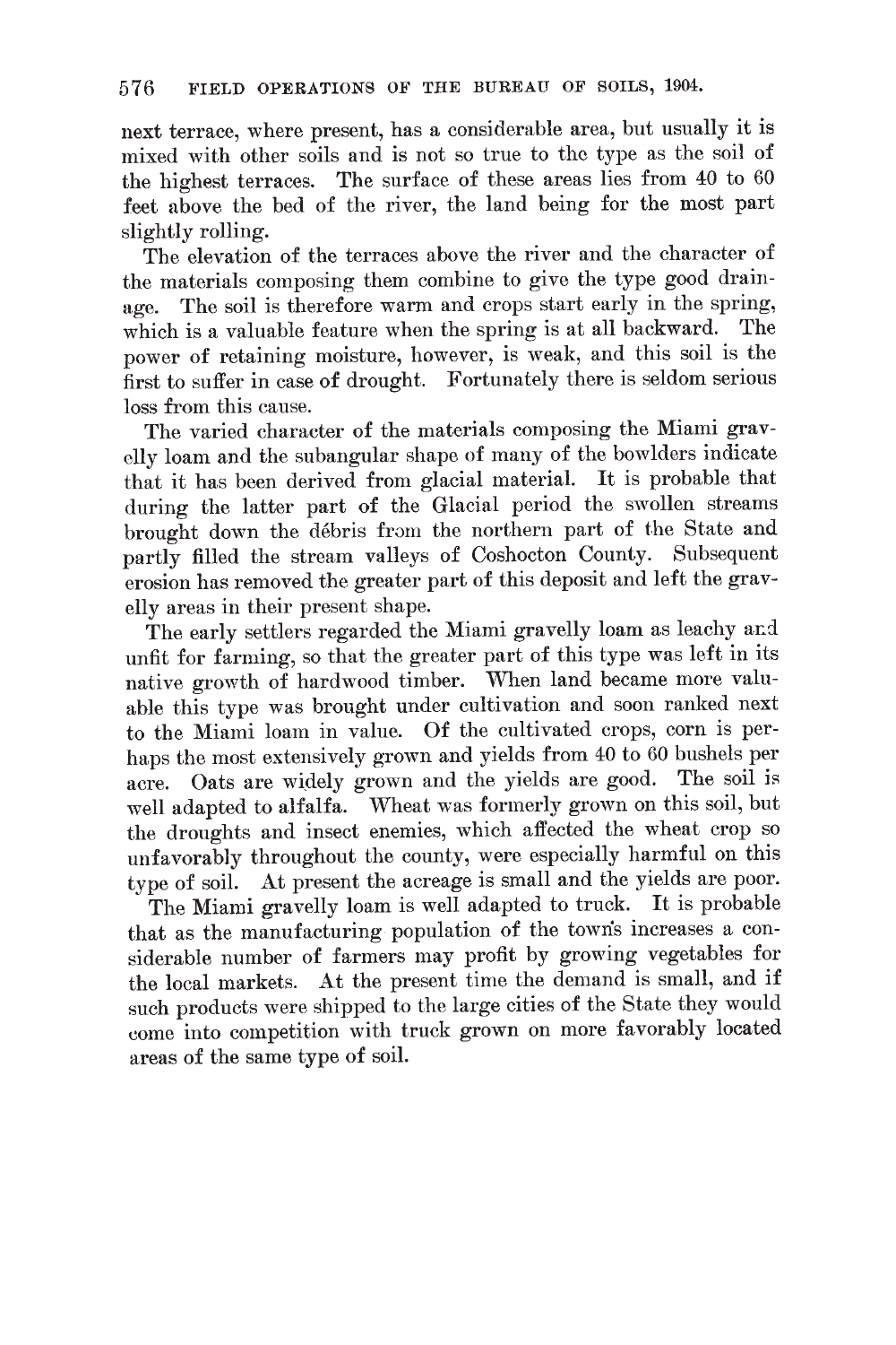next terrace, where present, has a considerable area, but usually it is mixed with other soils and is not so true to the type as the soil of the highest terraces. The surface of these areas lies from 40 to 60 feet above the bed of the river, the land being for the most part slightly rolling.

The elevation of the terraces above the river and the character of the materials composing them combine to give the type good drainage. The soil is therefore warm and crops start early in the spring, which is a valuable feature when the spring is at all backward. The power of retaining moisture, however, is weak, and this soil is the first to suffer in case of drought. Fortunately there is seldom serious loss from this cause.

The varied character of the materials composing the Miami gravelly loam and the subangular shape of many of the bowlders indicate that it has been derived from glacial material. It is probable that during the latter part of the Glacial period the swollen streams brought down the débris from the northern part of the State and partly filled the stream valleys of Coshocton County. Subsequent erosion has removed the greater part of this deposit and left the gravelly areas in their present shape.

The early settlers regarded the Miami gravelly loam as leachy and unfit for farming, so that the greater part of this type was left in its native growth of hardwood timber. When land became more valuable this type was brought under cultivation and soon ranked next to the Miami loam in value. Of the cultivated crops, corn is perhaps the most extensively grown and yields from 40 to 60 bushels per acre. Oats are widely grown and the yields are good. The soil is well adapted to alfalfa. Wheat was formerly grown on this soil, but the droughts and insect enemies, which affected the wheat crop so unfavorably throughout the county, were especially harmful on this type of soil. At present the acreage is small and the yields are poor.

The Miami gravelly loam is well adapted to truck. It is probable that as the manufacturing population of the town's increases a considerable number of farmers may profit by growing vegetables for the local markets. At the present time the demand is small, and if such products were shipped to the large cities of the State they would come into competition with truck grown on more favorably located areas of the same type of soil.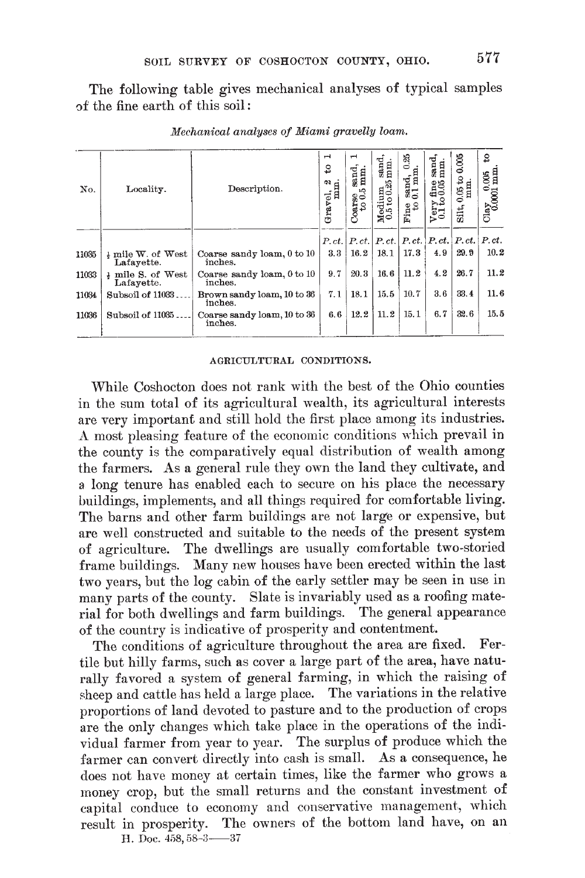The following table gives mechanical analyses of typical samples of the fine earth of this soil:

*Mechanical analyses of Miami gravelly loam.*

| No. | Locality. | Description. | Gravel, 2 to 1 mm. | Coarse sand, 1 to 0.5 mm. | Medium sand, 0.5 to 0.25 mm. | Fine sand, 0.25 to 0.1 mm. | Very fine sand, 0.1 to 0.05 mm. | Silt, 0.05 to 0.005 mm. | Clay, 0.005 to 0.0001 mm. |
|---|---|---|---|---|---|---|---|---|---|
| | | | *P. ct.* | *P. ct.* | *P. ct.* | *P. ct.* | *P. ct.* | *P. ct.* | *P. ct.* |
| 11035 | ½ mile W. of West Lafayette. | Coarse sandy loam, 0 to 10 inches. | 3.3 | 16.2 | 18.1 | 17.3 | 4.9 | 29.9 | 10.2 |
| 11033 | ½ mile S. of West Lafayette. | Coarse sandy loam, 0 to 10 inches. | 9.7 | 20.3 | 16.6 | 11.2 | 4.2 | 26.7 | 11.2 |
| 11034 | Subsoil of 11033 | Brown sandy loam, 10 to 36 inches. | 7.1 | 18.1 | 15.5 | 10.7 | 3.6 | 33.4 | 11.6 |
| 11036 | Subsoil of 11035 | Coarse sandy loam, 10 to 36 inches. | 6.6 | 12.2 | 11.2 | 15.1 | 6.7 | 32.6 | 15.5 |

## AGRICULTURAL CONDITIONS.

While Coshocton does not rank with the best of the Ohio counties in the sum total of its agricultural wealth, its agricultural interests are very important and still hold the first place among its industries. A most pleasing feature of the economic conditions which prevail in the county is the comparatively equal distribution of wealth among the farmers. As a general rule they own the land they cultivate, and a long tenure has enabled each to secure on his place the necessary buildings, implements, and all things required for comfortable living. The barns and other farm buildings are not large or expensive, but are well constructed and suitable to the needs of the present system of agriculture. The dwellings are usually comfortable two-storied frame buildings. Many new houses have been erected within the last two years, but the log cabin of the early settler may be seen in use in many parts of the county. Slate is invariably used as a roofing material for both dwellings and farm buildings. The general appearance of the country is indicative of prosperity and contentment.

The conditions of agriculture throughout the area are fixed. Fertile but hilly farms, such as cover a large part of the area, have naturally favored a system of general farming, in which the raising of sheep and cattle has held a large place. The variations in the relative proportions of land devoted to pasture and to the production of crops are the only changes which take place in the operations of the individual farmer from year to year. The surplus of produce which the farmer can convert directly into cash is small. As a consequence, he does not have money at certain times, like the farmer who grows a money crop, but the small returns and the constant investment of capital conduce to economy and conservative management, which result in prosperity. The owners of the bottom land have, on an

H. Doc. 458, 58-3——37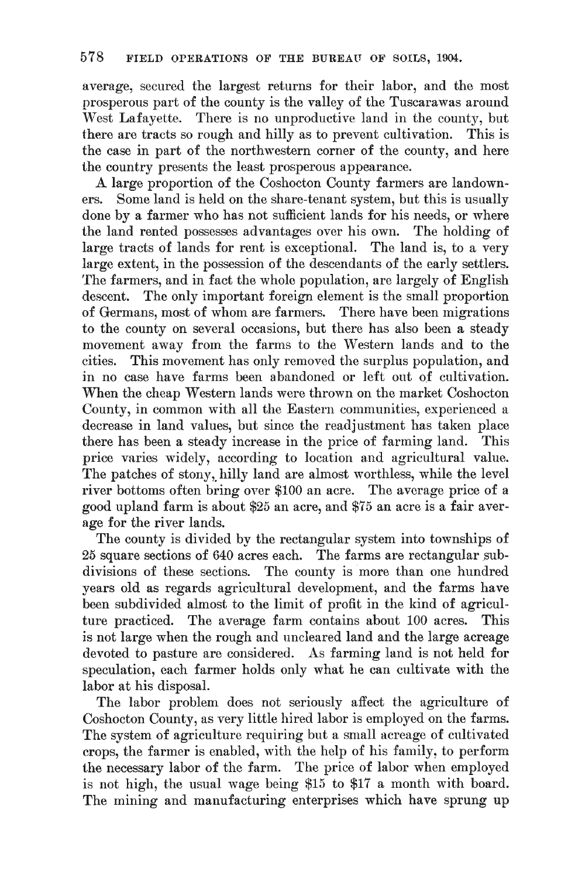average, secured the largest returns for their labor, and the most prosperous part of the county is the valley of the Tuscarawas around West Lafayette. There is no unproductive land in the county, but there are tracts so rough and hilly as to prevent cultivation. This is the case in part of the northwestern corner of the county, and here the country presents the least prosperous appearance.

A large proportion of the Coshocton County farmers are landowners. Some land is held on the share-tenant system, but this is usually done by a farmer who has not sufficient lands for his needs, or where the land rented possesses advantages over his own. The holding of large tracts of lands for rent is exceptional. The land is, to a very large extent, in the possession of the descendants of the early settlers. The farmers, and in fact the whole population, are largely of English descent. The only important foreign element is the small proportion of Germans, most of whom are farmers. There have been migrations to the county on several occasions, but there has also been a steady movement away from the farms to the Western lands and to the cities. This movement has only removed the surplus population, and in no case have farms been abandoned or left out of cultivation. When the cheap Western lands were thrown on the market Coshocton County, in common with all the Eastern communities, experienced a decrease in land values, but since the readjustment has taken place there has been a steady increase in the price of farming land. This price varies widely, according to location and agricultural value. The patches of stony, hilly land are almost worthless, while the level river bottoms often bring over $100 an acre. The average price of a good upland farm is about $25 an acre, and $75 an acre is a fair average for the river lands.

The county is divided by the rectangular system into townships of 25 square sections of 640 acres each. The farms are rectangular subdivisions of these sections. The county is more than one hundred years old as regards agricultural development, and the farms have been subdivided almost to the limit of profit in the kind of agriculture practiced. The average farm contains about 100 acres. This is not large when the rough and uncleared land and the large acreage devoted to pasture are considered. As farming land is not held for speculation, each farmer holds only what he can cultivate with the labor at his disposal.

The labor problem does not seriously affect the agriculture of Coshocton County, as very little hired labor is employed on the farms. The system of agriculture requiring but a small acreage of cultivated crops, the farmer is enabled, with the help of his family, to perform the necessary labor of the farm. The price of labor when employed is not high, the usual wage being $15 to $17 a month with board. The mining and manufacturing enterprises which have sprung up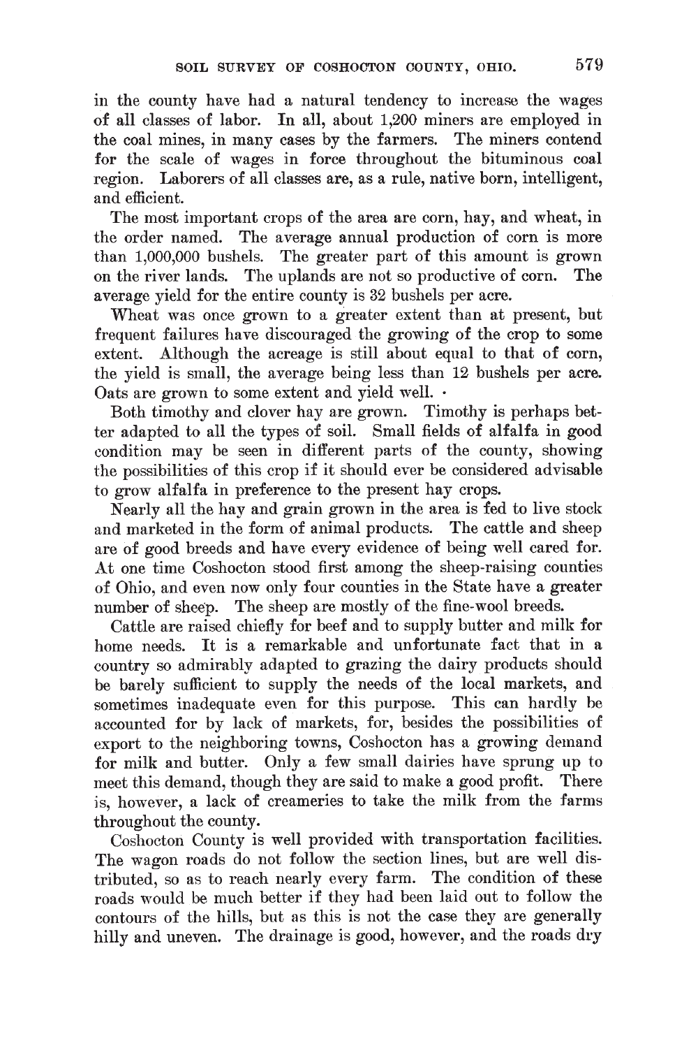in the county have had a natural tendency to increase the wages of all classes of labor. In all, about 1,200 miners are employed in the coal mines, in many cases by the farmers. The miners contend for the scale of wages in force throughout the bituminous coal region. Laborers of all classes are, as a rule, native born, intelligent, and efficient.

The most important crops of the area are corn, hay, and wheat, in the order named. The average annual production of corn is more than 1,000,000 bushels. The greater part of this amount is grown on the river lands. The uplands are not so productive of corn. The average yield for the entire county is 32 bushels per acre.

Wheat was once grown to a greater extent than at present, but frequent failures have discouraged the growing of the crop to some extent. Although the acreage is still about equal to that of corn, the yield is small, the average being less than 12 bushels per acre. Oats are grown to some extent and yield well.

Both timothy and clover hay are grown. Timothy is perhaps better adapted to all the types of soil. Small fields of alfalfa in good condition may be seen in different parts of the county, showing the possibilities of this crop if it should ever be considered advisable to grow alfalfa in preference to the present hay crops.

Nearly all the hay and grain grown in the area is fed to live stock and marketed in the form of animal products. The cattle and sheep are of good breeds and have every evidence of being well cared for. At one time Coshocton stood first among the sheep-raising counties of Ohio, and even now only four counties in the State have a greater number of sheep. The sheep are mostly of the fine-wool breeds.

Cattle are raised chiefly for beef and to supply butter and milk for home needs. It is a remarkable and unfortunate fact that in a country so admirably adapted to grazing the dairy products should be barely sufficient to supply the needs of the local markets, and sometimes inadequate even for this purpose. This can hardly be accounted for by lack of markets, for, besides the possibilities of export to the neighboring towns, Coshocton has a growing demand for milk and butter. Only a few small dairies have sprung up to meet this demand, though they are said to make a good profit. There is, however, a lack of creameries to take the milk from the farms throughout the county.

Coshocton County is well provided with transportation facilities. The wagon roads do not follow the section lines, but are well distributed, so as to reach nearly every farm. The condition of these roads would be much better if they had been laid out to follow the contours of the hills, but as this is not the case they are generally hilly and uneven. The drainage is good, however, and the roads dry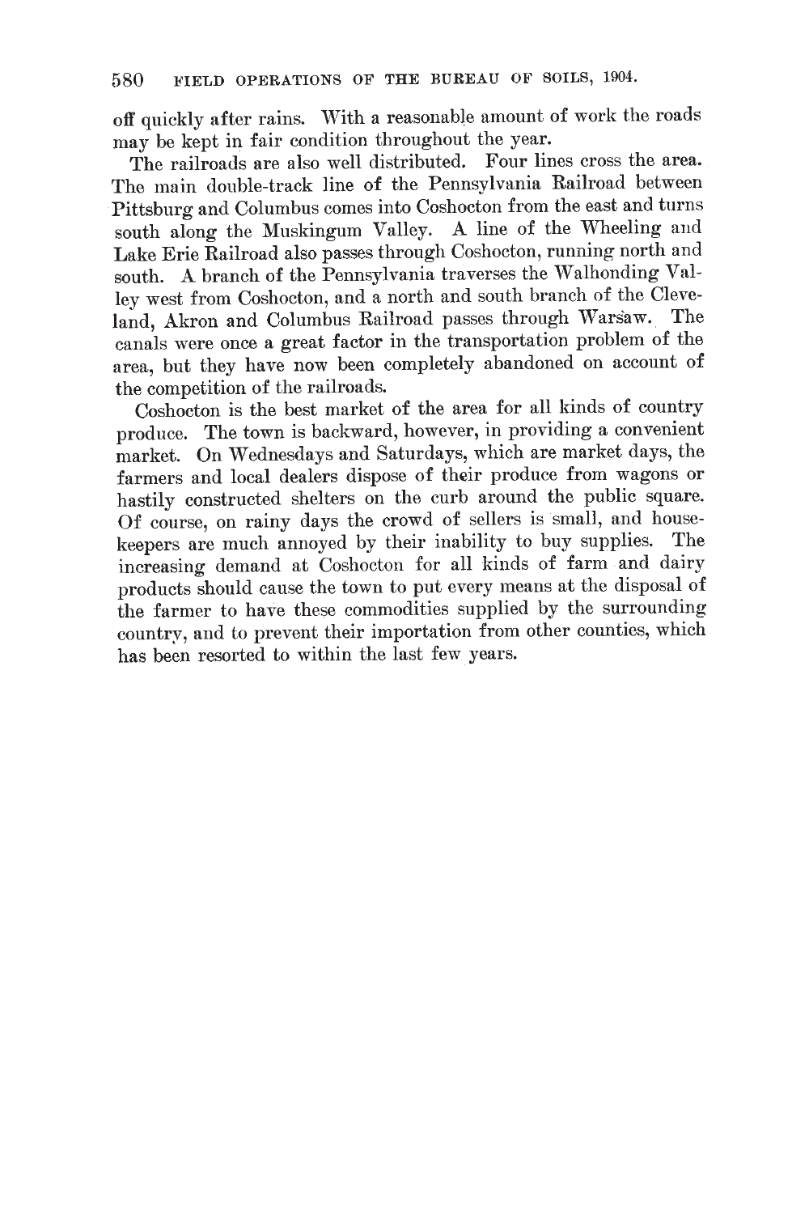off quickly after rains. With a reasonable amount of work the roads may be kept in fair condition throughout the year.

The railroads are also well distributed. Four lines cross the area. The main double-track line of the Pennsylvania Railroad between Pittsburg and Columbus comes into Coshocton from the east and turns south along the Muskingum Valley. A line of the Wheeling and Lake Erie Railroad also passes through Coshocton, running north and south. A branch of the Pennsylvania traverses the Walhonding Valley west from Coshocton, and a north and south branch of the Cleveland, Akron and Columbus Railroad passes through Warsaw. The canals were once a great factor in the transportation problem of the area, but they have now been completely abandoned on account of the competition of the railroads.

Coshocton is the best market of the area for all kinds of country produce. The town is backward, however, in providing a convenient market. On Wednesdays and Saturdays, which are market days, the farmers and local dealers dispose of their produce from wagons or hastily constructed shelters on the curb around the public square. Of course, on rainy days the crowd of sellers is small, and housekeepers are much annoyed by their inability to buy supplies. The increasing demand at Coshocton for all kinds of farm and dairy products should cause the town to put every means at the disposal of the farmer to have these commodities supplied by the surrounding country, and to prevent their importation from other counties, which has been resorted to within the last few years.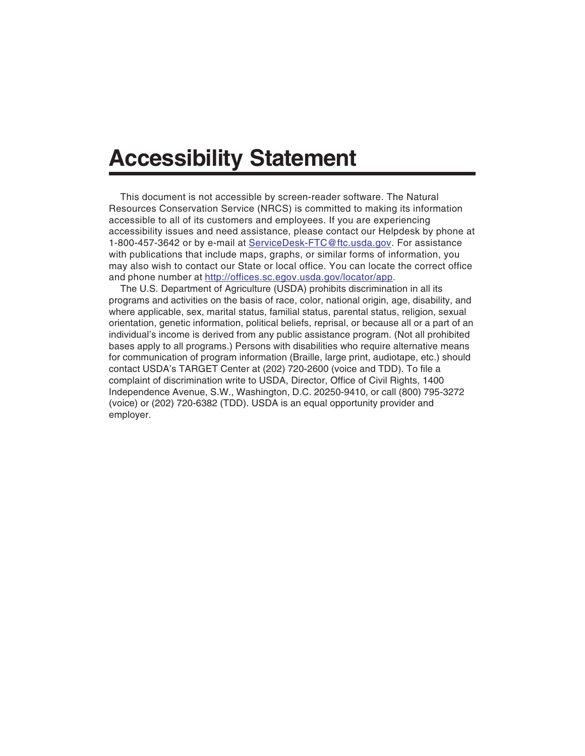# Accessibility Statement

This document is not accessible by screen-reader software. The Natural Resources Conservation Service (NRCS) is committed to making its information accessible to all of its customers and employees. If you are experiencing accessibility issues and need assistance, please contact our Helpdesk by phone at 1-800-457-3642 or by e-mail at ServiceDesk-FTC@ftc.usda.gov. For assistance with publications that include maps, graphs, or similar forms of information, you may also wish to contact our State or local office. You can locate the correct office and phone number at http://offices.sc.egov.usda.gov/locator/app.

The U.S. Department of Agriculture (USDA) prohibits discrimination in all its programs and activities on the basis of race, color, national origin, age, disability, and where applicable, sex, marital status, familial status, parental status, religion, sexual orientation, genetic information, political beliefs, reprisal, or because all or a part of an individual's income is derived from any public assistance program. (Not all prohibited bases apply to all programs.) Persons with disabilities who require alternative means for communication of program information (Braille, large print, audiotape, etc.) should contact USDA's TARGET Center at (202) 720-2600 (voice and TDD). To file a complaint of discrimination write to USDA, Director, Office of Civil Rights, 1400 Independence Avenue, S.W., Washington, D.C. 20250-9410, or call (800) 795-3272 (voice) or (202) 720-6382 (TDD). USDA is an equal opportunity provider and employer.